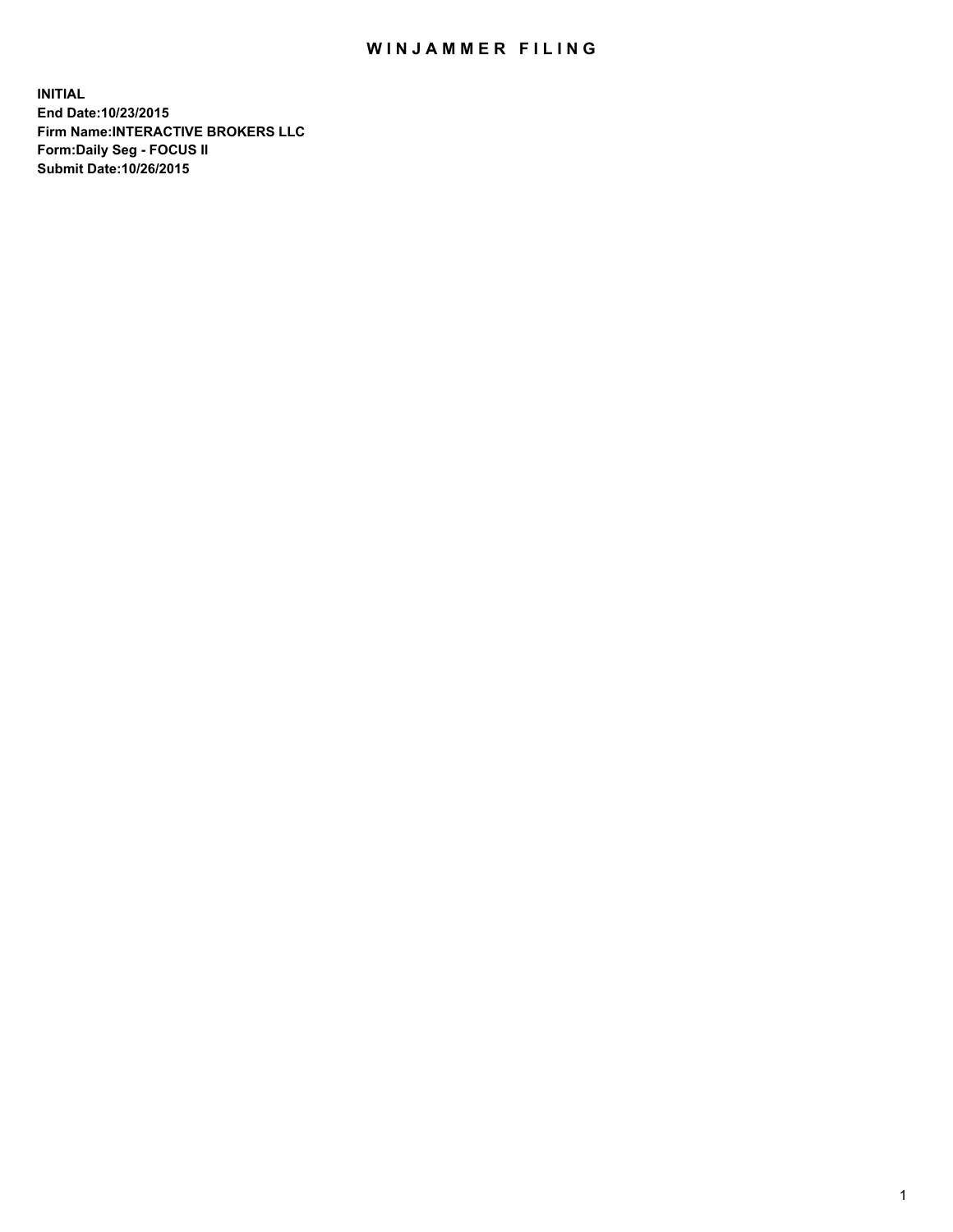# WINJAMMER FILING

**INITIAL**
**End Date:10/23/2015**
**Firm Name:INTERACTIVE BROKERS LLC**
**Form:Daily Seg - FOCUS II**
**Submit Date:10/26/2015**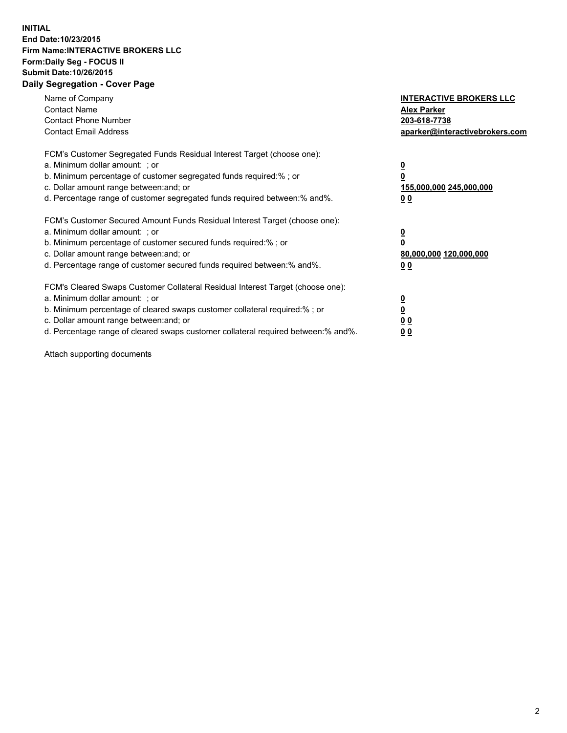**INITIAL**
**End Date:10/23/2015**
**Firm Name:INTERACTIVE BROKERS LLC**
**Form:Daily Seg - FOCUS II**
**Submit Date:10/26/2015**

## Daily Segregation - Cover Page

| | |
|---|---|
| Name of Company | **INTERACTIVE BROKERS LLC** |
| Contact Name | **Alex Parker** |
| Contact Phone Number | **203-618-7738** |
| Contact Email Address | **aparker@interactivebrokers.com** |

FCM's Customer Segregated Funds Residual Interest Target (choose one):

| | |
|---|---|
| a. Minimum dollar amount: ; or | **0** |
| b. Minimum percentage of customer segregated funds required:% ; or | **0** |
| c. Dollar amount range between:and; or | **155,000,000 245,000,000** |
| d. Percentage range of customer segregated funds required between:% and%. | **0 0** |

FCM's Customer Secured Amount Funds Residual Interest Target (choose one):

| | |
|---|---|
| a. Minimum dollar amount: ; or | **0** |
| b. Minimum percentage of customer secured funds required:% ; or | **0** |
| c. Dollar amount range between:and; or | **80,000,000 120,000,000** |
| d. Percentage range of customer secured funds required between:% and%. | **0 0** |

FCM's Cleared Swaps Customer Collateral Residual Interest Target (choose one):

| | |
|---|---|
| a. Minimum dollar amount: ; or | **0** |
| b. Minimum percentage of cleared swaps customer collateral required:% ; or | **0** |
| c. Dollar amount range between:and; or | **0 0** |
| d. Percentage range of cleared swaps customer collateral required between:% and%. | **0 0** |

Attach supporting documents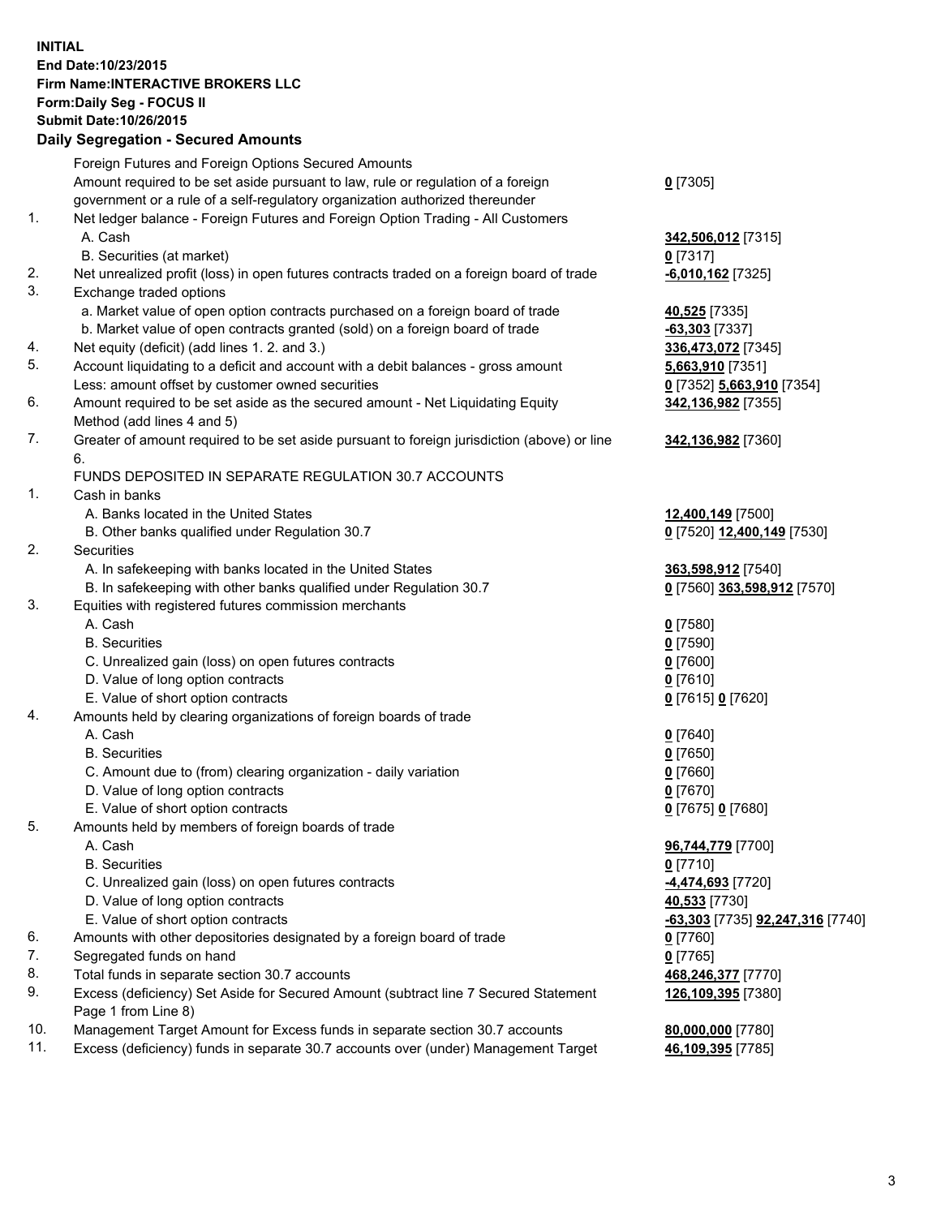**INITIAL**
**End Date:10/23/2015**
**Firm Name:INTERACTIVE BROKERS LLC**
**Form:Daily Seg - FOCUS II**
**Submit Date:10/26/2015**

## Daily Segregation - Secured Amounts

| | | |
|---|---|---|
| | Foreign Futures and Foreign Options Secured Amounts | |
| | Amount required to be set aside pursuant to law, rule or regulation of a foreign government or a rule of a self-regulatory organization authorized thereunder | **0** [7305] |
| 1. | Net ledger balance - Foreign Futures and Foreign Option Trading - All Customers | |
| | A. Cash | **342,506,012** [7315] |
| | B. Securities (at market) | **0** [7317] |
| 2. | Net unrealized profit (loss) in open futures contracts traded on a foreign board of trade | **-6,010,162** [7325] |
| 3. | Exchange traded options | |
| | a. Market value of open option contracts purchased on a foreign board of trade | **40,525** [7335] |
| | b. Market value of open contracts granted (sold) on a foreign board of trade | **-63,303** [7337] |
| 4. | Net equity (deficit) (add lines 1. 2. and 3.) | **336,473,072** [7345] |
| 5. | Account liquidating to a deficit and account with a debit balances - gross amount | **5,663,910** [7351] |
| | Less: amount offset by customer owned securities | **0** [7352] **5,663,910** [7354] |
| 6. | Amount required to be set aside as the secured amount - Net Liquidating Equity Method (add lines 4 and 5) | **342,136,982** [7355] |
| 7. | Greater of amount required to be set aside pursuant to foreign jurisdiction (above) or line 6. | **342,136,982** [7360] |
| | FUNDS DEPOSITED IN SEPARATE REGULATION 30.7 ACCOUNTS | |
| 1. | Cash in banks | |
| | A. Banks located in the United States | **12,400,149** [7500] |
| | B. Other banks qualified under Regulation 30.7 | **0** [7520] **12,400,149** [7530] |
| 2. | Securities | |
| | A. In safekeeping with banks located in the United States | **363,598,912** [7540] |
| | B. In safekeeping with other banks qualified under Regulation 30.7 | **0** [7560] **363,598,912** [7570] |
| 3. | Equities with registered futures commission merchants | |
| | A. Cash | **0** [7580] |
| | B. Securities | **0** [7590] |
| | C. Unrealized gain (loss) on open futures contracts | **0** [7600] |
| | D. Value of long option contracts | **0** [7610] |
| | E. Value of short option contracts | **0** [7615] **0** [7620] |
| 4. | Amounts held by clearing organizations of foreign boards of trade | |
| | A. Cash | **0** [7640] |
| | B. Securities | **0** [7650] |
| | C. Amount due to (from) clearing organization - daily variation | **0** [7660] |
| | D. Value of long option contracts | **0** [7670] |
| | E. Value of short option contracts | **0** [7675] **0** [7680] |
| 5. | Amounts held by members of foreign boards of trade | |
| | A. Cash | **96,744,779** [7700] |
| | B. Securities | **0** [7710] |
| | C. Unrealized gain (loss) on open futures contracts | **-4,474,693** [7720] |
| | D. Value of long option contracts | **40,533** [7730] |
| | E. Value of short option contracts | **-63,303** [7735] **92,247,316** [7740] |
| 6. | Amounts with other depositories designated by a foreign board of trade | **0** [7760] |
| 7. | Segregated funds on hand | **0** [7765] |
| 8. | Total funds in separate section 30.7 accounts | **468,246,377** [7770] |
| 9. | Excess (deficiency) Set Aside for Secured Amount (subtract line 7 Secured Statement Page 1 from Line 8) | **126,109,395** [7380] |
| 10. | Management Target Amount for Excess funds in separate section 30.7 accounts | **80,000,000** [7780] |
| 11. | Excess (deficiency) funds in separate 30.7 accounts over (under) Management Target | **46,109,395** [7785] |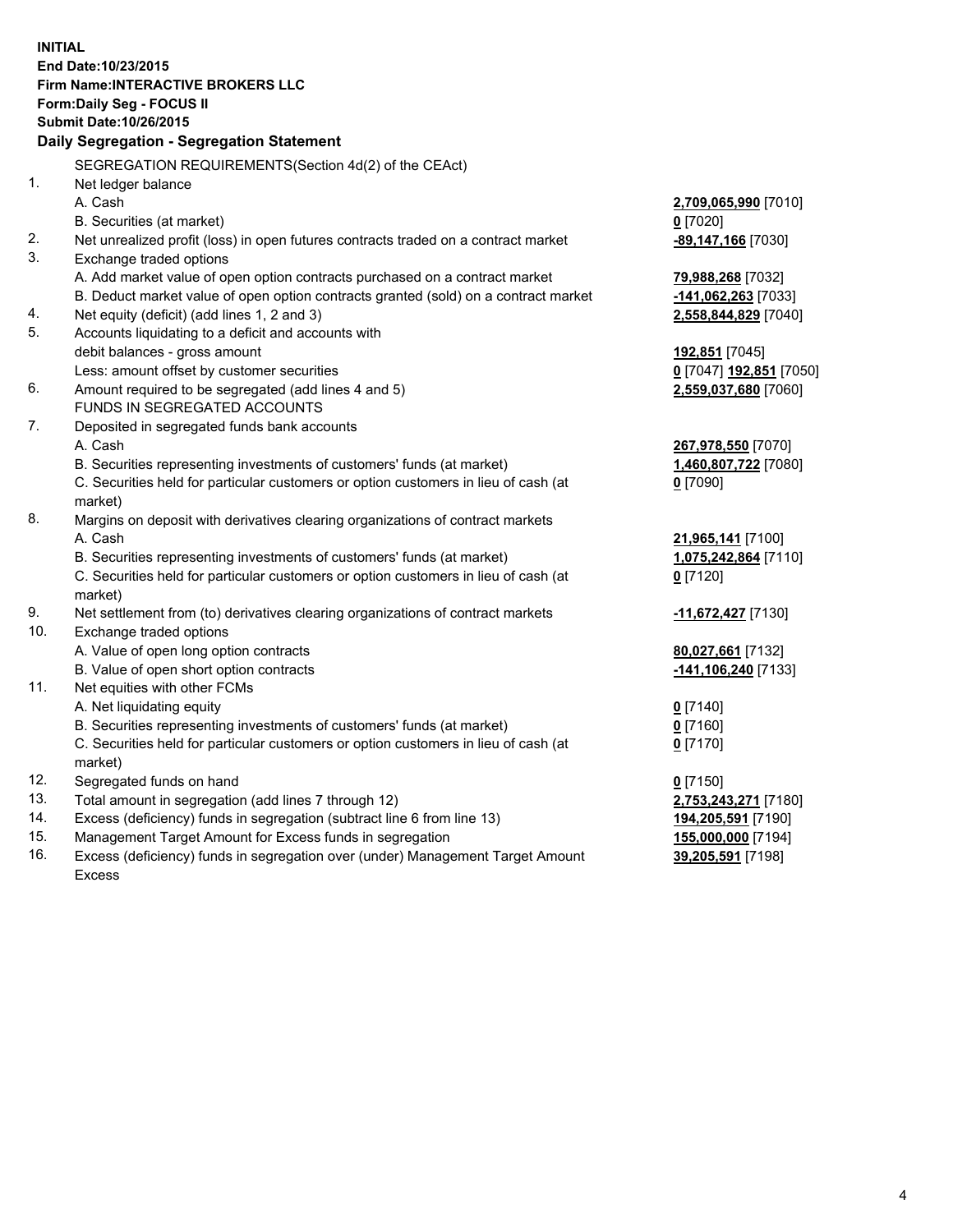**INITIAL**
**End Date:10/23/2015**
**Firm Name:INTERACTIVE BROKERS LLC**
**Form:Daily Seg - FOCUS II**
**Submit Date:10/26/2015**

**Daily Segregation - Segregation Statement**

| | | |
|---|---|---|
| | SEGREGATION REQUIREMENTS(Section 4d(2) of the CEAct) | |
| 1. | Net ledger balance | |
| | A. Cash | **2,709,065,990** [7010] |
| | B. Securities (at market) | **0** [7020] |
| 2. | Net unrealized profit (loss) in open futures contracts traded on a contract market | **-89,147,166** [7030] |
| 3. | Exchange traded options | |
| | A. Add market value of open option contracts purchased on a contract market | **79,988,268** [7032] |
| | B. Deduct market value of open option contracts granted (sold) on a contract market | **-141,062,263** [7033] |
| 4. | Net equity (deficit) (add lines 1, 2 and 3) | **2,558,844,829** [7040] |
| 5. | Accounts liquidating to a deficit and accounts with debit balances - gross amount | **192,851** [7045] |
| | Less: amount offset by customer securities | **0** [7047] **192,851** [7050] |
| 6. | Amount required to be segregated (add lines 4 and 5) | **2,559,037,680** [7060] |
| | FUNDS IN SEGREGATED ACCOUNTS | |
| 7. | Deposited in segregated funds bank accounts | |
| | A. Cash | **267,978,550** [7070] |
| | B. Securities representing investments of customers' funds (at market) | **1,460,807,722** [7080] |
| | C. Securities held for particular customers or option customers in lieu of cash (at market) | **0** [7090] |
| 8. | Margins on deposit with derivatives clearing organizations of contract markets | |
| | A. Cash | **21,965,141** [7100] |
| | B. Securities representing investments of customers' funds (at market) | **1,075,242,864** [7110] |
| | C. Securities held for particular customers or option customers in lieu of cash (at market) | **0** [7120] |
| 9. | Net settlement from (to) derivatives clearing organizations of contract markets | **-11,672,427** [7130] |
| 10. | Exchange traded options | |
| | A. Value of open long option contracts | **80,027,661** [7132] |
| | B. Value of open short option contracts | **-141,106,240** [7133] |
| 11. | Net equities with other FCMs | |
| | A. Net liquidating equity | **0** [7140] |
| | B. Securities representing investments of customers' funds (at market) | **0** [7160] |
| | C. Securities held for particular customers or option customers in lieu of cash (at market) | **0** [7170] |
| 12. | Segregated funds on hand | **0** [7150] |
| 13. | Total amount in segregation (add lines 7 through 12) | **2,753,243,271** [7180] |
| 14. | Excess (deficiency) funds in segregation (subtract line 6 from line 13) | **194,205,591** [7190] |
| 15. | Management Target Amount for Excess funds in segregation | **155,000,000** [7194] |
| 16. | Excess (deficiency) funds in segregation over (under) Management Target Amount Excess | **39,205,591** [7198] |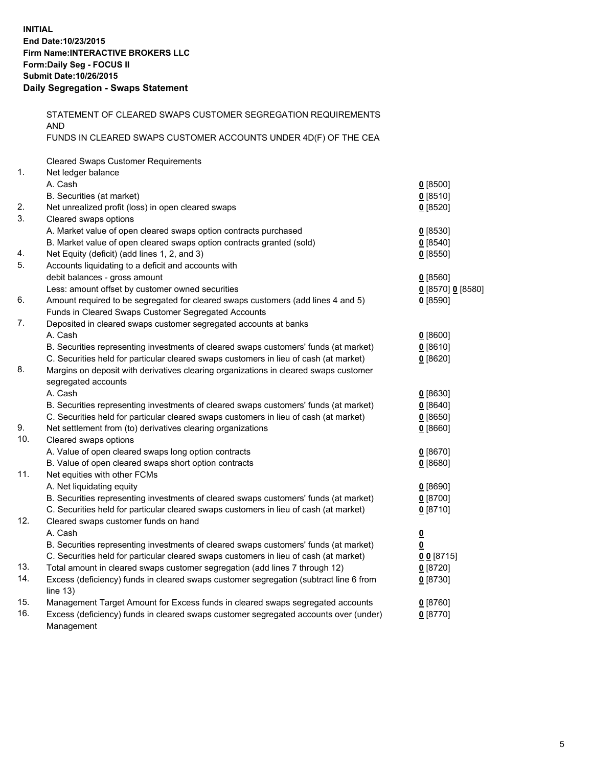**INITIAL**
**End Date:10/23/2015**
**Firm Name:INTERACTIVE BROKERS LLC**
**Form:Daily Seg - FOCUS II**
**Submit Date:10/26/2015**
**Daily Segregation - Swaps Statement**

STATEMENT OF CLEARED SWAPS CUSTOMER SEGREGATION REQUIREMENTS AND FUNDS IN CLEARED SWAPS CUSTOMER ACCOUNTS UNDER 4D(F) OF THE CEA

| | | |
|---|---|---|
| | Cleared Swaps Customer Requirements | |
| 1. | Net ledger balance | |
| | A. Cash | 0 [8500] |
| | B. Securities (at market) | 0 [8510] |
| 2. | Net unrealized profit (loss) in open cleared swaps | 0 [8520] |
| 3. | Cleared swaps options | |
| | A. Market value of open cleared swaps option contracts purchased | 0 [8530] |
| | B. Market value of open cleared swaps option contracts granted (sold) | 0 [8540] |
| 4. | Net Equity (deficit) (add lines 1, 2, and 3) | 0 [8550] |
| 5. | Accounts liquidating to a deficit and accounts with debit balances - gross amount | 0 [8560] |
| | Less: amount offset by customer owned securities | 0 [8570] 0 [8580] |
| 6. | Amount required to be segregated for cleared swaps customers (add lines 4 and 5) | 0 [8590] |
| | Funds in Cleared Swaps Customer Segregated Accounts | |
| 7. | Deposited in cleared swaps customer segregated accounts at banks | |
| | A. Cash | 0 [8600] |
| | B. Securities representing investments of cleared swaps customers' funds (at market) | 0 [8610] |
| | C. Securities held for particular cleared swaps customers in lieu of cash (at market) | 0 [8620] |
| 8. | Margins on deposit with derivatives clearing organizations in cleared swaps customer segregated accounts | |
| | A. Cash | 0 [8630] |
| | B. Securities representing investments of cleared swaps customers' funds (at market) | 0 [8640] |
| | C. Securities held for particular cleared swaps customers in lieu of cash (at market) | 0 [8650] |
| 9. | Net settlement from (to) derivatives clearing organizations | 0 [8660] |
| 10. | Cleared swaps options | |
| | A. Value of open cleared swaps long option contracts | 0 [8670] |
| | B. Value of open cleared swaps short option contracts | 0 [8680] |
| 11. | Net equities with other FCMs | |
| | A. Net liquidating equity | 0 [8690] |
| | B. Securities representing investments of cleared swaps customers' funds (at market) | 0 [8700] |
| | C. Securities held for particular cleared swaps customers in lieu of cash (at market) | 0 [8710] |
| 12. | Cleared swaps customer funds on hand | |
| | A. Cash | 0 |
| | B. Securities representing investments of cleared swaps customers' funds (at market) | 0 |
| | C. Securities held for particular cleared swaps customers in lieu of cash (at market) | 0 0 [8715] |
| 13. | Total amount in cleared swaps customer segregation (add lines 7 through 12) | 0 [8720] |
| 14. | Excess (deficiency) funds in cleared swaps customer segregation (subtract line 6 from line 13) | 0 [8730] |
| 15. | Management Target Amount for Excess funds in cleared swaps segregated accounts | 0 [8760] |
| 16. | Excess (deficiency) funds in cleared swaps customer segregated accounts over (under) Management | 0 [8770] |